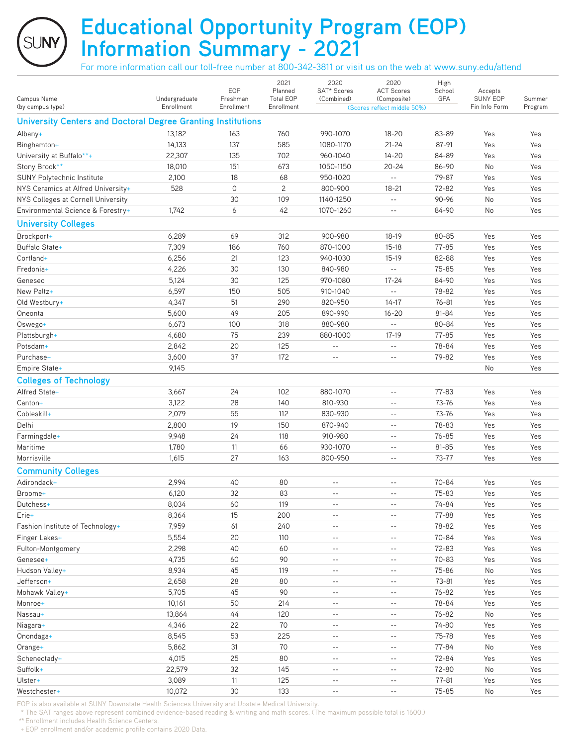# Educational Opportunity Program (EOP) Information Summary - 2021

For more information call our toll-free number at 800-342-3811 or visit us on the web at www.suny.edu/attend

| Campus Name (by campus type) | Undergraduate Enrollment | EOP Freshman Enrollment | 2021 Planned Total EOP Enrollment | 2020 SAT* Scores (Combined) | 2020 ACT Scores (Composite) | High School GPA | Accepts SUNY EOP Fin Info Form | Summer Program |
|---|---|---|---|---|---|---|---|---|
| | | | | (Scores reflect middle 50%) | | | | |
| **University Centers and Doctoral Degree Granting Institutions** | | | | | | | | |
| Albany+ | 13,182 | 163 | 760 | 990-1070 | 18-20 | 83-89 | Yes | Yes |
| Binghamton+ | 14,133 | 137 | 585 | 1080-1170 | 21-24 | 87-91 | Yes | Yes |
| University at Buffalo**+ | 22,307 | 135 | 702 | 960-1040 | 14-20 | 84-89 | Yes | Yes |
| Stony Brook** | 18,010 | 151 | 673 | 1050-1150 | 20-24 | 86-90 | No | Yes |
| SUNY Polytechnic Institute | 2,100 | 18 | 68 | 950-1020 | -- | 79-87 | Yes | Yes |
| NYS Ceramics at Alfred University+ | 528 | 0 | 2 | 800-900 | 18-21 | 72-82 | Yes | Yes |
| NYS Colleges at Cornell University | | 30 | 109 | 1140-1250 | -- | 90-96 | No | Yes |
| Environmental Science & Forestry+ | 1,742 | 6 | 42 | 1070-1260 | -- | 84-90 | No | Yes |
| **University Colleges** | | | | | | | | |
| Brockport+ | 6,289 | 69 | 312 | 900-980 | 18-19 | 80-85 | Yes | Yes |
| Buffalo State+ | 7,309 | 186 | 760 | 870-1000 | 15-18 | 77-85 | Yes | Yes |
| Cortland+ | 6,256 | 21 | 123 | 940-1030 | 15-19 | 82-88 | Yes | Yes |
| Fredonia+ | 4,226 | 30 | 130 | 840-980 | -- | 75-85 | Yes | Yes |
| Geneseo | 5,124 | 30 | 125 | 970-1080 | 17-24 | 84-90 | Yes | Yes |
| New Paltz+ | 6,597 | 150 | 505 | 910-1040 | -- | 78-82 | Yes | Yes |
| Old Westbury+ | 4,347 | 51 | 290 | 820-950 | 14-17 | 76-81 | Yes | Yes |
| Oneonta | 5,600 | 49 | 205 | 890-990 | 16-20 | 81-84 | Yes | Yes |
| Oswego+ | 6,673 | 100 | 318 | 880-980 | -- | 80-84 | Yes | Yes |
| Plattsburgh+ | 4,680 | 75 | 239 | 880-1000 | 17-19 | 77-85 | Yes | Yes |
| Potsdam+ | 2,842 | 20 | 125 | -- | -- | 78-84 | Yes | Yes |
| Purchase+ | 3,600 | 37 | 172 | -- | -- | 79-82 | Yes | Yes |
| Empire State+ | 9,145 | | | | | | No | Yes |
| **Colleges of Technology** | | | | | | | | |
| Alfred State+ | 3,667 | 24 | 102 | 880-1070 | -- | 77-83 | Yes | Yes |
| Canton+ | 3,122 | 28 | 140 | 810-930 | -- | 73-76 | Yes | Yes |
| Cobleskill+ | 2,079 | 55 | 112 | 830-930 | -- | 73-76 | Yes | Yes |
| Delhi | 2,800 | 19 | 150 | 870-940 | -- | 78-83 | Yes | Yes |
| Farmingdale+ | 9,948 | 24 | 118 | 910-980 | -- | 76-85 | Yes | Yes |
| Maritime | 1,780 | 11 | 66 | 930-1070 | -- | 81-85 | Yes | Yes |
| Morrisville | 1,615 | 27 | 163 | 800-950 | -- | 73-77 | Yes | Yes |
| **Community Colleges** | | | | | | | | |
| Adirondack+ | 2,994 | 40 | 80 | -- | -- | 70-84 | Yes | Yes |
| Broome+ | 6,120 | 32 | 83 | -- | -- | 75-83 | Yes | Yes |
| Dutchess+ | 8,034 | 60 | 119 | -- | -- | 74-84 | Yes | Yes |
| Erie+ | 8,364 | 15 | 200 | -- | -- | 77-88 | Yes | Yes |
| Fashion Institute of Technology+ | 7,959 | 61 | 240 | -- | -- | 78-82 | Yes | Yes |
| Finger Lakes+ | 5,554 | 20 | 110 | -- | -- | 70-84 | Yes | Yes |
| Fulton-Montgomery | 2,298 | 40 | 60 | -- | -- | 72-83 | Yes | Yes |
| Genesee+ | 4,735 | 60 | 90 | -- | -- | 70-83 | Yes | Yes |
| Hudson Valley+ | 8,934 | 45 | 119 | -- | -- | 75-86 | No | Yes |
| Jefferson+ | 2,658 | 28 | 80 | -- | -- | 73-81 | Yes | Yes |
| Mohawk Valley+ | 5,705 | 45 | 90 | -- | -- | 76-82 | Yes | Yes |
| Monroe+ | 10,161 | 50 | 214 | -- | -- | 78-84 | Yes | Yes |
| Nassau+ | 13,864 | 44 | 120 | -- | -- | 76-82 | No | Yes |
| Niagara+ | 4,346 | 22 | 70 | -- | -- | 74-80 | Yes | Yes |
| Onondaga+ | 8,545 | 53 | 225 | -- | -- | 75-78 | Yes | Yes |
| Orange+ | 5,862 | 31 | 70 | -- | -- | 77-84 | No | Yes |
| Schenectady+ | 4,015 | 25 | 80 | -- | -- | 72-84 | Yes | Yes |
| Suffolk+ | 22,579 | 32 | 145 | -- | -- | 72-80 | No | Yes |
| Ulster+ | 3,089 | 11 | 125 | -- | -- | 77-81 | Yes | Yes |
| Westchester+ | 10,072 | 30 | 133 | -- | -- | 75-85 | No | Yes |

EOP is also available at SUNY Downstate Health Sciences University and Upstate Medical University.

\* The SAT ranges above represent combined evidence-based reading & writing and math scores. (The maximum possible total is 1600.)

** Enrollment includes Health Science Centers.

+ EOP enrollment and/or academic profile contains 2020 Data.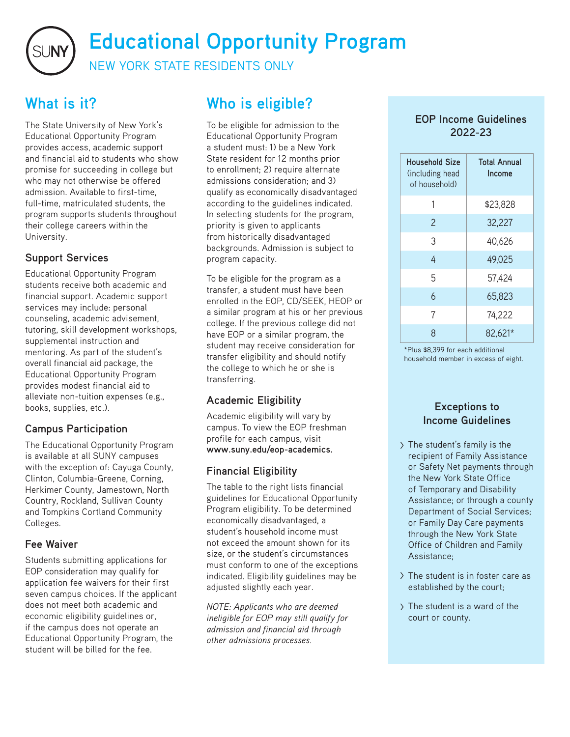# Educational Opportunity Program

NEW YORK STATE RESIDENTS ONLY

## What is it?

The State University of New York's Educational Opportunity Program provides access, academic support and financial aid to students who show promise for succeeding in college but who may not otherwise be offered admission. Available to first-time, full-time, matriculated students, the program supports students throughout their college careers within the University.

### Support Services

Educational Opportunity Program students receive both academic and financial support. Academic support services may include: personal counseling, academic advisement, tutoring, skill development workshops, supplemental instruction and mentoring. As part of the student's overall financial aid package, the Educational Opportunity Program provides modest financial aid to alleviate non-tuition expenses (e.g., books, supplies, etc.).

### Campus Participation

The Educational Opportunity Program is available at all SUNY campuses with the exception of: Cayuga County, Clinton, Columbia-Greene, Corning, Herkimer County, Jamestown, North Country, Rockland, Sullivan County and Tompkins Cortland Community Colleges.

### Fee Waiver

Students submitting applications for EOP consideration may qualify for application fee waivers for their first seven campus choices. If the applicant does not meet both academic and economic eligibility guidelines or, if the campus does not operate an Educational Opportunity Program, the student will be billed for the fee.

## Who is eligible?

To be eligible for admission to the Educational Opportunity Program a student must: 1) be a New York State resident for 12 months prior to enrollment; 2) require alternate admissions consideration; and 3) qualify as economically disadvantaged according to the guidelines indicated. In selecting students for the program, priority is given to applicants from historically disadvantaged backgrounds. Admission is subject to program capacity.

To be eligible for the program as a transfer, a student must have been enrolled in the EOP, CD/SEEK, HEOP or a similar program at his or her previous college. If the previous college did not have EOP or a similar program, the student may receive consideration for transfer eligibility and should notify the college to which he or she is transferring.

### Academic Eligibility

Academic eligibility will vary by campus. To view the EOP freshman profile for each campus, visit **www.suny.edu/eop-academics.**

### Financial Eligibility

The table to the right lists financial guidelines for Educational Opportunity Program eligibility. To be determined economically disadvantaged, a student's household income must not exceed the amount shown for its size, or the student's circumstances must conform to one of the exceptions indicated. Eligibility guidelines may be adjusted slightly each year.

*NOTE: Applicants who are deemed ineligible for EOP may still qualify for admission and financial aid through other admissions processes.*

### EOP Income Guidelines 2022-23

| Household Size (including head of household) | Total Annual Income |
|---|---|
| 1 | $23,828 |
| 2 | 32,227 |
| 3 | 40,626 |
| 4 | 49,025 |
| 5 | 57,424 |
| 6 | 65,823 |
| 7 | 74,222 |
| 8 | 82,621* |

*Plus $8,399 for each additional household member in excess of eight.

### Exceptions to Income Guidelines

- The student's family is the recipient of Family Assistance or Safety Net payments through the New York State Office of Temporary and Disability Assistance; or through a county Department of Social Services; or Family Day Care payments through the New York State Office of Children and Family Assistance;
- The student is in foster care as established by the court;
- The student is a ward of the court or county.